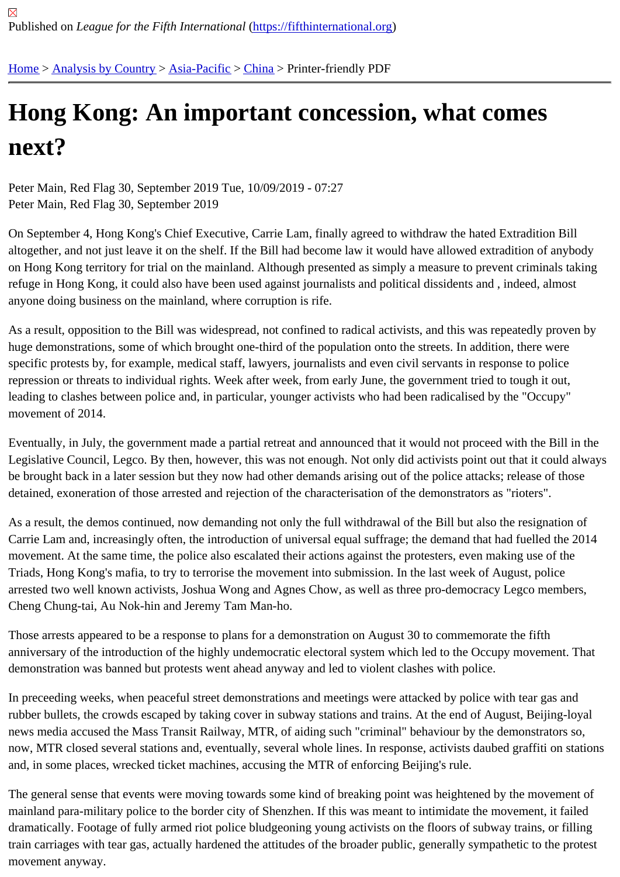Published on *League for the Fifth International* (https://fifthinternational.org)

Home > Analysis by Country > Asia-Pacific > China > Printer-friendly PDF

# Hong Kong: An important concession, what comes next?

Peter Main, Red Flag 30, September 2019 Tue, 10/09/2019 - 07:27
Peter Main, Red Flag 30, September 2019

On September 4, Hong Kong's Chief Executive, Carrie Lam, finally agreed to withdraw the hated Extradition Bill altogether, and not just leave it on the shelf. If the Bill had become law it would have allowed extradition of anybody on Hong Kong territory for trial on the mainland. Although presented as simply a measure to prevent criminals taking refuge in Hong Kong, it could also have been used against journalists and political dissidents and , indeed, almost anyone doing business on the mainland, where corruption is rife.

As a result, opposition to the Bill was widespread, not confined to radical activists, and this was repeatedly proven by huge demonstrations, some of which brought one-third of the population onto the streets. In addition, there were specific protests by, for example, medical staff, lawyers, journalists and even civil servants in response to police repression or threats to individual rights. Week after week, from early June, the government tried to tough it out, leading to clashes between police and, in particular, younger activists who had been radicalised by the "Occupy" movement of 2014.

Eventually, in July, the government made a partial retreat and announced that it would not proceed with the Bill in the Legislative Council, Legco. By then, however, this was not enough. Not only did activists point out that it could always be brought back in a later session but they now had other demands arising out of the police attacks; release of those detained, exoneration of those arrested and rejection of the characterisation of the demonstrators as "rioters".

As a result, the demos continued, now demanding not only the full withdrawal of the Bill but also the resignation of Carrie Lam and, increasingly often, the introduction of universal equal suffrage; the demand that had fuelled the 2014 movement. At the same time, the police also escalated their actions against the protesters, even making use of the Triads, Hong Kong's mafia, to try to terrorise the movement into submission. In the last week of August, police arrested two well known activists, Joshua Wong and Agnes Chow, as well as three pro-democracy Legco members, Cheng Chung-tai, Au Nok-hin and Jeremy Tam Man-ho.

Those arrests appeared to be a response to plans for a demonstration on August 30 to commemorate the fifth anniversary of the introduction of the highly undemocratic electoral system which led to the Occupy movement. That demonstration was banned but protests went ahead anyway and led to violent clashes with police.

In preceeding weeks, when peaceful street demonstrations and meetings were attacked by police with tear gas and rubber bullets, the crowds escaped by taking cover in subway stations and trains. At the end of August, Beijing-loyal news media accused the Mass Transit Railway, MTR, of aiding such "criminal" behaviour by the demonstrators so, now, MTR closed several stations and, eventually, several whole lines. In response, activists daubed graffiti on stations and, in some places, wrecked ticket machines, accusing the MTR of enforcing Beijing's rule.

The general sense that events were moving towards some kind of breaking point was heightened by the movement of mainland para-military police to the border city of Shenzhen. If this was meant to intimidate the movement, it failed dramatically. Footage of fully armed riot police bludgeoning young activists on the floors of subway trains, or filling train carriages with tear gas, actually hardened the attitudes of the broader public, generally sympathetic to the protest movement anyway.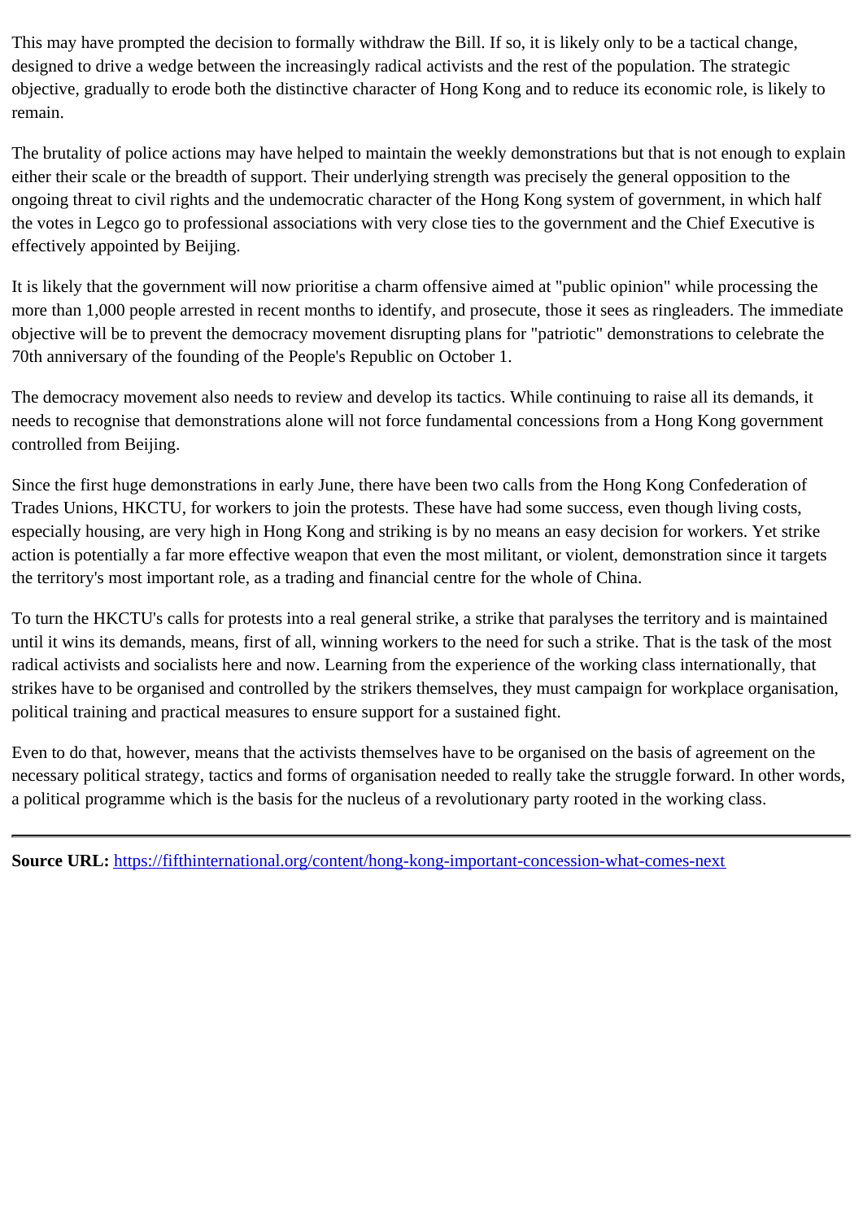This may have prompted the decision to formally withdraw the Bill. If so, it is likely only to be a tactical change, designed to drive a wedge between the increasingly radical activists and the rest of the population. The strategic objective, gradually to erode both the distinctive character of Hong Kong and to reduce its economic role, is likely to remain.

The brutality of police actions may have helped to maintain the weekly demonstrations but that is not enough to explain either their scale or the breadth of support. Their underlying strength was precisely the general opposition to the ongoing threat to civil rights and the undemocratic character of the Hong Kong system of government, in which half the votes in Legco go to professional associations with very close ties to the government and the Chief Executive is effectively appointed by Beijing.

It is likely that the government will now prioritise a charm offensive aimed at "public opinion" while processing the more than 1,000 people arrested in recent months to identify, and prosecute, those it sees as ringleaders. The immediate objective will be to prevent the democracy movement disrupting plans for "patriotic" demonstrations to celebrate the 70th anniversary of the founding of the People's Republic on October 1.

The democracy movement also needs to review and develop its tactics. While continuing to raise all its demands, it needs to recognise that demonstrations alone will not force fundamental concessions from a Hong Kong government controlled from Beijing.

Since the first huge demonstrations in early June, there have been two calls from the Hong Kong Confederation of Trades Unions, HKCTU, for workers to join the protests. These have had some success, even though living costs, especially housing, are very high in Hong Kong and striking is by no means an easy decision for workers. Yet strike action is potentially a far more effective weapon that even the most militant, or violent, demonstration since it targets the territory's most important role, as a trading and financial centre for the whole of China.

To turn the HKCTU's calls for protests into a real general strike, a strike that paralyses the territory and is maintained until it wins its demands, means, first of all, winning workers to the need for such a strike. That is the task of the most radical activists and socialists here and now. Learning from the experience of the working class internationally, that strikes have to be organised and controlled by the strikers themselves, they must campaign for workplace organisation, political training and practical measures to ensure support for a sustained fight.

Even to do that, however, means that the activists themselves have to be organised on the basis of agreement on the necessary political strategy, tactics and forms of organisation needed to really take the struggle forward. In other words, a political programme which is the basis for the nucleus of a revolutionary party rooted in the working class.

---

**Source URL:** https://fifthinternational.org/content/hong-kong-important-concession-what-comes-next